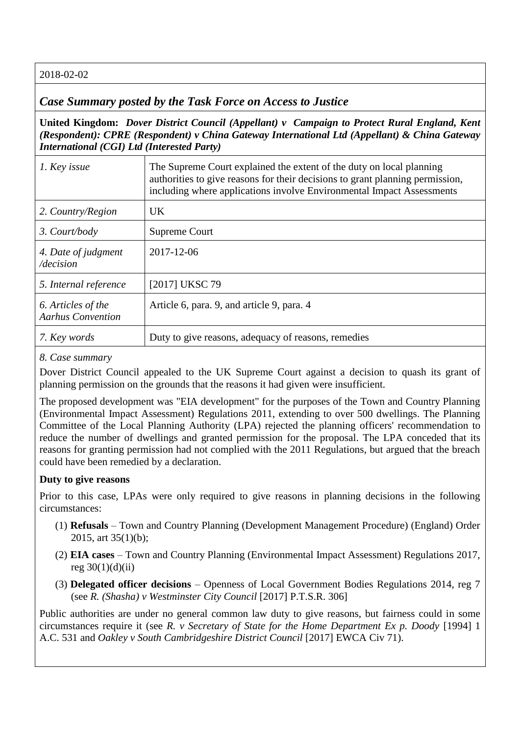2018-02-02

## *Case Summary posted by the Task Force on Access to Justice*

**United Kingdom:** ***Dover District Council (Appellant) v Campaign to Protect Rural England, Kent (Respondent): CPRE (Respondent) v China Gateway International Ltd (Appellant) & China Gateway International (CGI) Ltd (Interested Party)***

| | |
|---|---|
| *1. Key issue* | The Supreme Court explained the extent of the duty on local planning authorities to give reasons for their decisions to grant planning permission, including where applications involve Environmental Impact Assessments |
| *2. Country/Region* | UK |
| *3. Court/body* | Supreme Court |
| *4. Date of judgment /decision* | 2017-12-06 |
| *5. Internal reference* | [2017] UKSC 79 |
| *6. Articles of the Aarhus Convention* | Article 6, para. 9, and article 9, para. 4 |
| *7. Key words* | Duty to give reasons, adequacy of reasons, remedies |

*8. Case summary*

Dover District Council appealed to the UK Supreme Court against a decision to quash its grant of planning permission on the grounds that the reasons it had given were insufficient.

The proposed development was "EIA development" for the purposes of the Town and Country Planning (Environmental Impact Assessment) Regulations 2011, extending to over 500 dwellings. The Planning Committee of the Local Planning Authority (LPA) rejected the planning officers' recommendation to reduce the number of dwellings and granted permission for the proposal. The LPA conceded that its reasons for granting permission had not complied with the 2011 Regulations, but argued that the breach could have been remedied by a declaration.

**Duty to give reasons**

Prior to this case, LPAs were only required to give reasons in planning decisions in the following circumstances:

(1) **Refusals** – Town and Country Planning (Development Management Procedure) (England) Order 2015, art 35(1)(b);

(2) **EIA cases** – Town and Country Planning (Environmental Impact Assessment) Regulations 2017, reg 30(1)(d)(ii)

(3) **Delegated officer decisions** – Openness of Local Government Bodies Regulations 2014, reg 7 (see *R. (Shasha) v Westminster City Council* [2017] P.T.S.R. 306]

Public authorities are under no general common law duty to give reasons, but fairness could in some circumstances require it (see *R. v Secretary of State for the Home Department Ex p. Doody* [1994] 1 A.C. 531 and *Oakley v South Cambridgeshire District Council* [2017] EWCA Civ 71).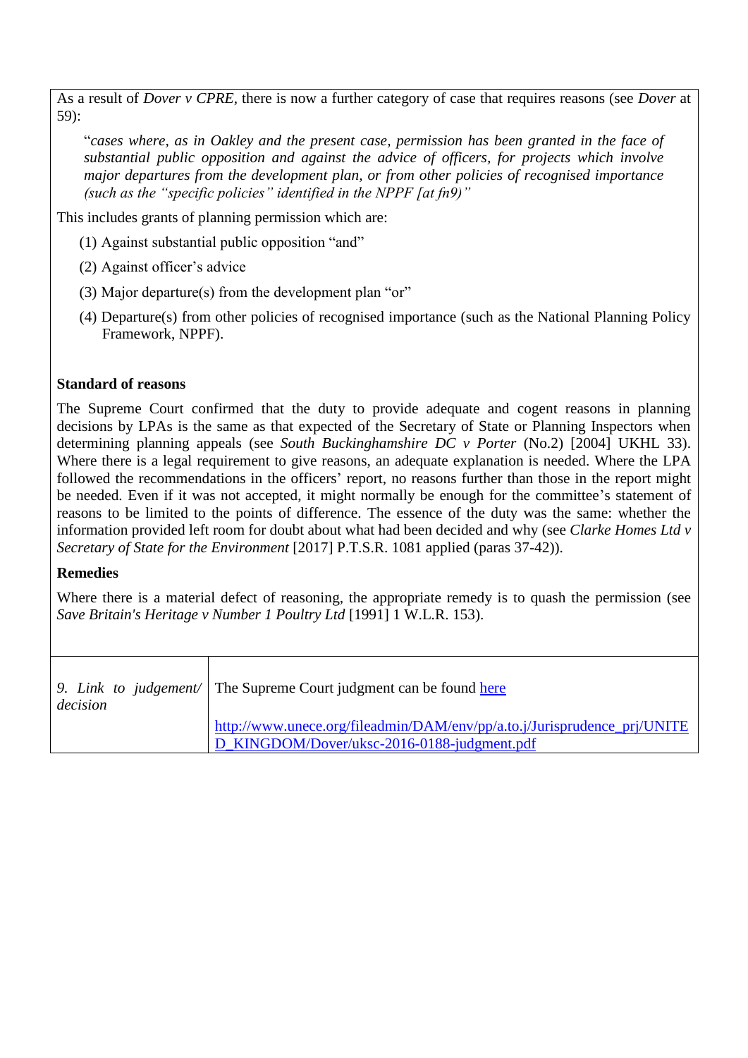As a result of *Dover v CPRE*, there is now a further category of case that requires reasons (see *Dover* at 59):

> "*cases where, as in Oakley and the present case, permission has been granted in the face of substantial public opposition and against the advice of officers, for projects which involve major departures from the development plan, or from other policies of recognised importance (such as the "specific policies" identified in the NPPF [at fn9)"*

This includes grants of planning permission which are:

(1) Against substantial public opposition "and"

(2) Against officer's advice

(3) Major departure(s) from the development plan "or"

(4) Departure(s) from other policies of recognised importance (such as the National Planning Policy Framework, NPPF).

**Standard of reasons**

The Supreme Court confirmed that the duty to provide adequate and cogent reasons in planning decisions by LPAs is the same as that expected of the Secretary of State or Planning Inspectors when determining planning appeals (see *South Buckinghamshire DC v Porter* (No.2) [2004] UKHL 33). Where there is a legal requirement to give reasons, an adequate explanation is needed. Where the LPA followed the recommendations in the officers' report, no reasons further than those in the report might be needed. Even if it was not accepted, it might normally be enough for the committee's statement of reasons to be limited to the points of difference. The essence of the duty was the same: whether the information provided left room for doubt about what had been decided and why (see *Clarke Homes Ltd v Secretary of State for the Environment* [2017] P.T.S.R. 1081 applied (paras 37-42)).

**Remedies**

Where there is a material defect of reasoning, the appropriate remedy is to quash the permission (see *Save Britain's Heritage v Number 1 Poultry Ltd* [1991] 1 W.L.R. 153).

| | |
|---|---|
| *9. Link to judgement/ decision* | The Supreme Court judgment can be found here<br><br>http://www.unece.org/fileadmin/DAM/env/pp/a.to.j/Jurisprudence_prj/UNITED_KINGDOM/Dover/uksc-2016-0188-judgment.pdf |